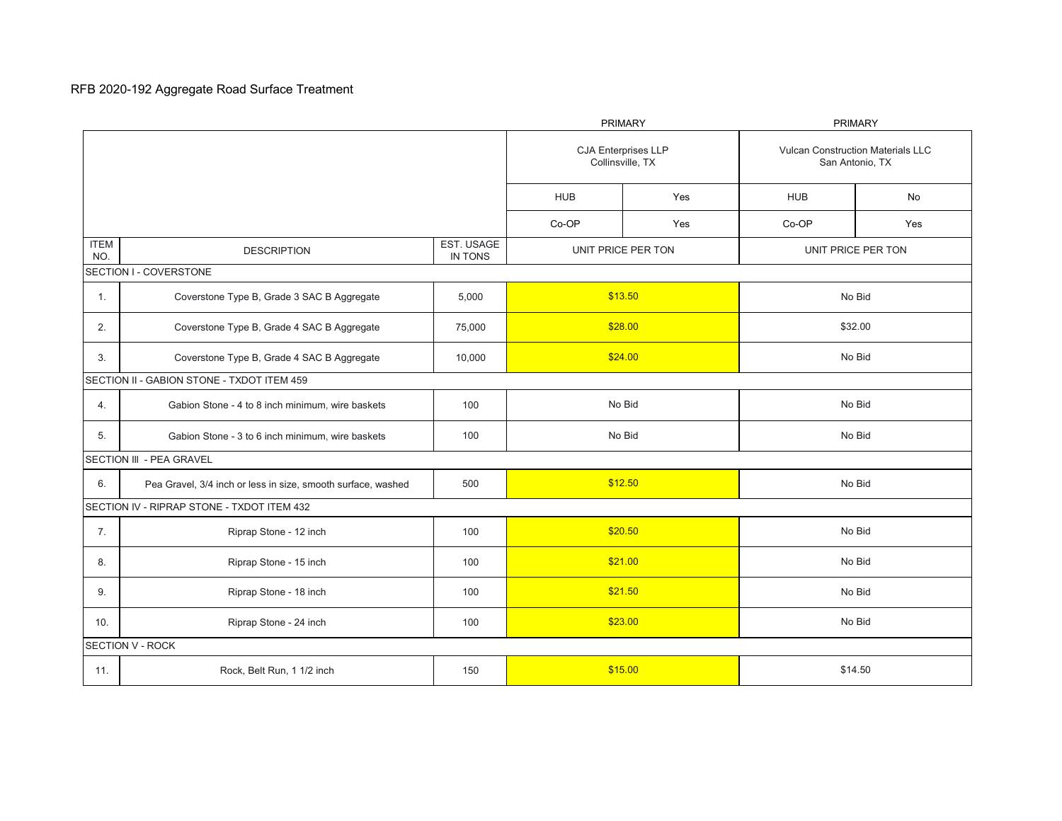# RFB 2020-192 Aggregate Road Surface Treatment

| | | | PRIMARY | PRIMARY |
|---|---|---|---|---|
| | | | CJA Enterprises LLP<br>Collinsville, TX | Vulcan Construction Materials LLC<br>San Antonio, TX |
| | | | HUB: Yes | HUB: No |
| | | | Co-OP: Yes | Co-OP: Yes |
| ITEM NO. | DESCRIPTION | EST. USAGE IN TONS | UNIT PRICE PER TON | UNIT PRICE PER TON |
| SECTION I - COVERSTONE | | | | |
| 1. | Coverstone Type B, Grade 3 SAC B Aggregate | 5,000 | $13.50 | No Bid |
| 2. | Coverstone Type B, Grade 4 SAC B Aggregate | 75,000 | $28.00 | $32.00 |
| 3. | Coverstone Type B, Grade 4 SAC B Aggregate | 10,000 | $24.00 | No Bid |
| SECTION II - GABION STONE - TXDOT ITEM 459 | | | | |
| 4. | Gabion Stone - 4 to 8 inch minimum, wire baskets | 100 | No Bid | No Bid |
| 5. | Gabion Stone - 3 to 6 inch minimum, wire baskets | 100 | No Bid | No Bid |
| SECTION III - PEA GRAVEL | | | | |
| 6. | Pea Gravel, 3/4 inch or less in size, smooth surface, washed | 500 | $12.50 | No Bid |
| SECTION IV - RIPRAP STONE - TXDOT ITEM 432 | | | | |
| 7. | Riprap Stone - 12 inch | 100 | $20.50 | No Bid |
| 8. | Riprap Stone - 15 inch | 100 | $21.00 | No Bid |
| 9. | Riprap Stone - 18 inch | 100 | $21.50 | No Bid |
| 10. | Riprap Stone - 24 inch | 100 | $23.00 | No Bid |
| SECTION V - ROCK | | | | |
| 11. | Rock, Belt Run, 1 1/2 inch | 150 | $15.00 | $14.50 |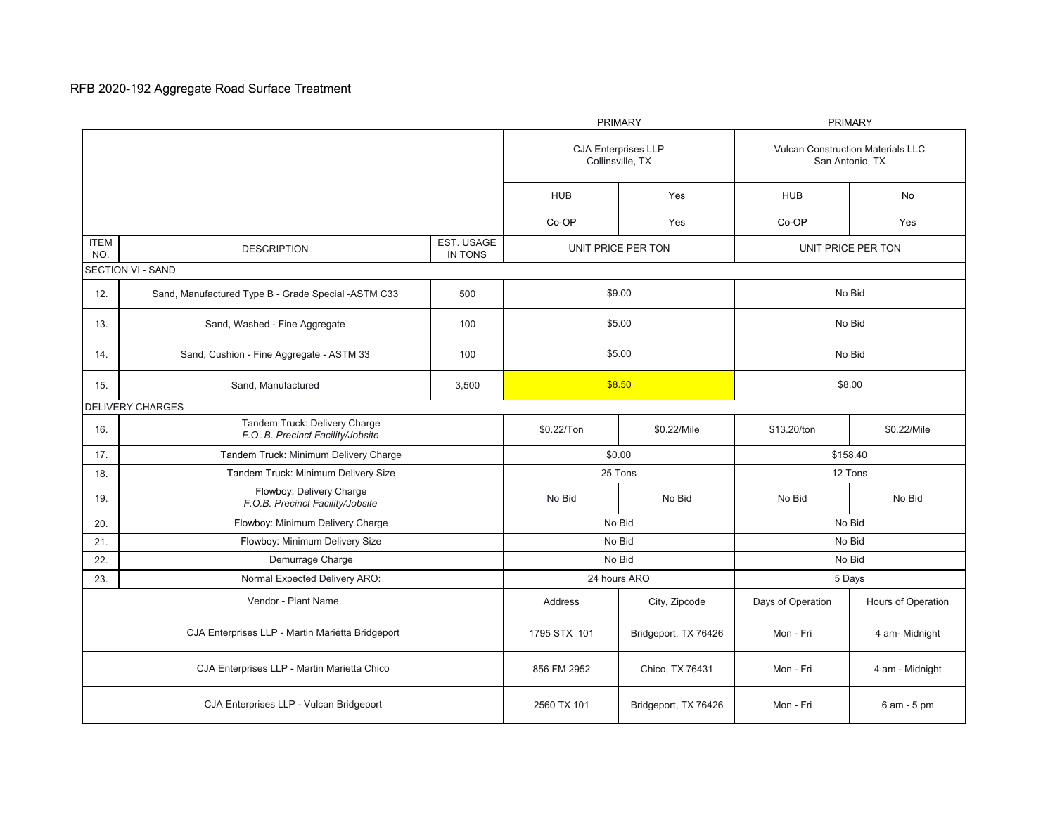RFB 2020-192 Aggregate Road Surface Treatment

| ITEM NO. | DESCRIPTION | EST. USAGE IN TONS | PRIMARY | | PRIMARY | |
|---|---|---|---|---|---|---|
| | | | CJA Enterprises LLP Collinsville, TX | | Vulcan Construction Materials LLC San Antonio, TX | |
| | | | HUB | Yes | HUB | No |
| | | | Co-OP | Yes | Co-OP | Yes |
| | | | UNIT PRICE PER TON | | UNIT PRICE PER TON | |
| SECTION VI - SAND | | | | | | |
| 12. | Sand, Manufactured Type B - Grade Special -ASTM C33 | 500 | $9.00 | | No Bid | |
| 13. | Sand, Washed - Fine Aggregate | 100 | $5.00 | | No Bid | |
| 14. | Sand, Cushion - Fine Aggregate - ASTM 33 | 100 | $5.00 | | No Bid | |
| 15. | Sand, Manufactured | 3,500 | $8.50 | | $8.00 | |
| DELIVERY CHARGES | | | | | | |
| 16. | Tandem Truck: Delivery Charge *F.O. B. Precinct Facility/Jobsite* | | $0.22/Ton | $0.22/Mile | $13.20/ton | $0.22/Mile |
| 17. | Tandem Truck: Minimum Delivery Charge | | $0.00 | | $158.40 | |
| 18. | Tandem Truck: Minimum Delivery Size | | 25 Tons | | 12 Tons | |
| 19. | Flowboy: Delivery Charge *F.O.B. Precinct Facility/Jobsite* | | No Bid | No Bid | No Bid | No Bid |
| 20. | Flowboy: Minimum Delivery Charge | | No Bid | | No Bid | |
| 21. | Flowboy: Minimum Delivery Size | | No Bid | | No Bid | |
| 22. | Demurrage Charge | | No Bid | | No Bid | |
| 23. | Normal Expected Delivery ARO: | | 24 hours ARO | | 5 Days | |

| Vendor - Plant Name | Address | City, Zipcode | Days of Operation | Hours of Operation |
|---|---|---|---|---|
| CJA Enterprises LLP - Martin Marietta Bridgeport | 1795 STX 101 | Bridgeport, TX 76426 | Mon - Fri | 4 am- Midnight |
| CJA Enterprises LLP - Martin Marietta Chico | 856 FM 2952 | Chico, TX 76431 | Mon - Fri | 4 am - Midnight |
| CJA Enterprises LLP - Vulcan Bridgeport | 2560 TX 101 | Bridgeport, TX 76426 | Mon - Fri | 6 am - 5 pm |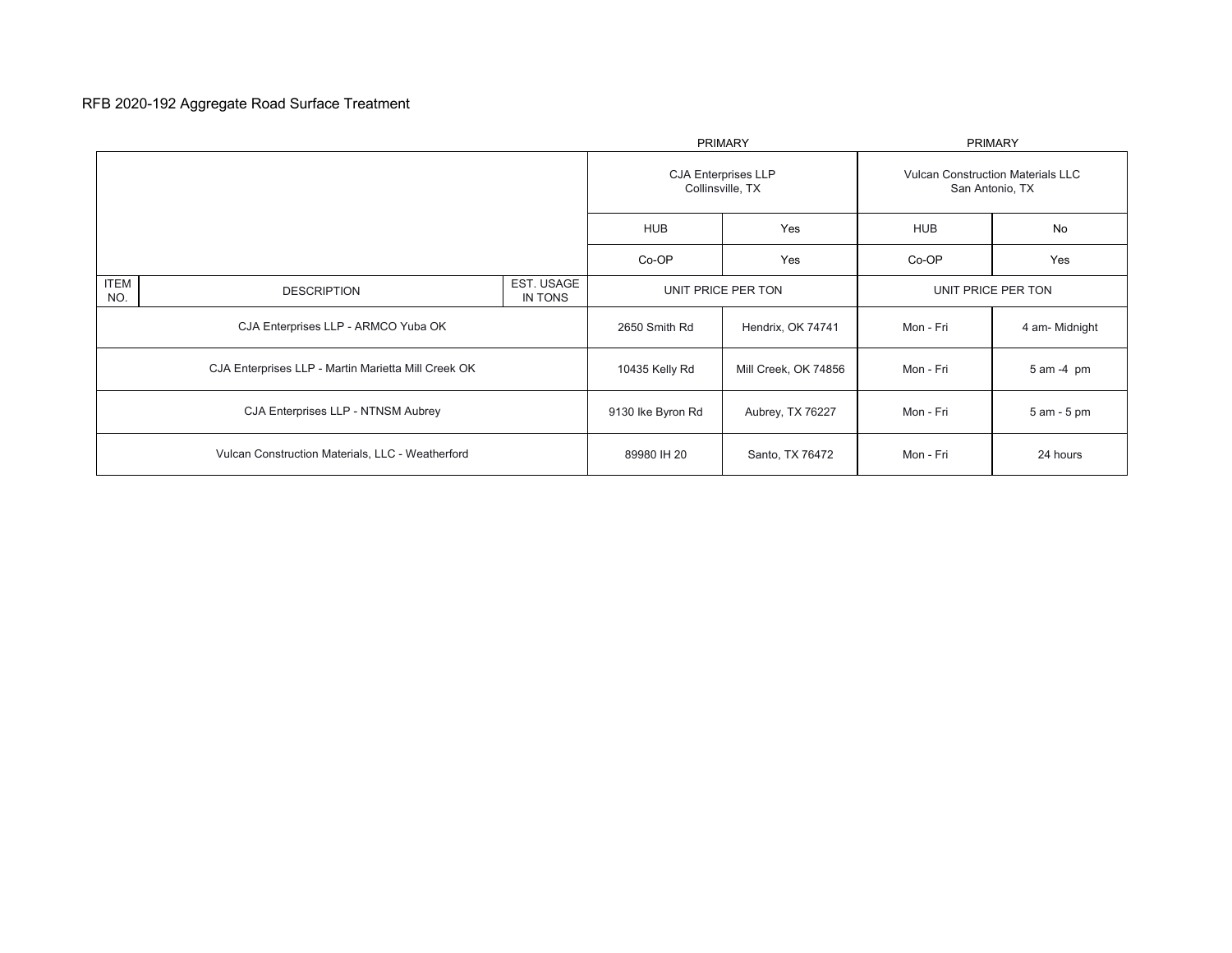RFB 2020-192 Aggregate Road Surface Treatment

| | | | PRIMARY | | PRIMARY | |
|---|---|---|---|---|---|---|
| | | | CJA Enterprises LLP<br>Collinsville, TX | | Vulcan Construction Materials LLC<br>San Antonio, TX | |
| | | | HUB | Yes | HUB | No |
| | | | Co-OP | Yes | Co-OP | Yes |
| ITEM NO. | DESCRIPTION | EST. USAGE IN TONS | UNIT PRICE PER TON | | UNIT PRICE PER TON | |
| CJA Enterprises LLP - ARMCO Yuba OK | | | 2650 Smith Rd | Hendrix, OK 74741 | Mon - Fri | 4 am- Midnight |
| CJA Enterprises LLP - Martin Marietta Mill Creek OK | | | 10435 Kelly Rd | Mill Creek, OK 74856 | Mon - Fri | 5 am -4 pm |
| CJA Enterprises LLP - NTNSM Aubrey | | | 9130 Ike Byron Rd | Aubrey, TX 76227 | Mon - Fri | 5 am - 5 pm |
| Vulcan Construction Materials, LLC - Weatherford | | | 89980 IH 20 | Santo, TX 76472 | Mon - Fri | 24 hours |